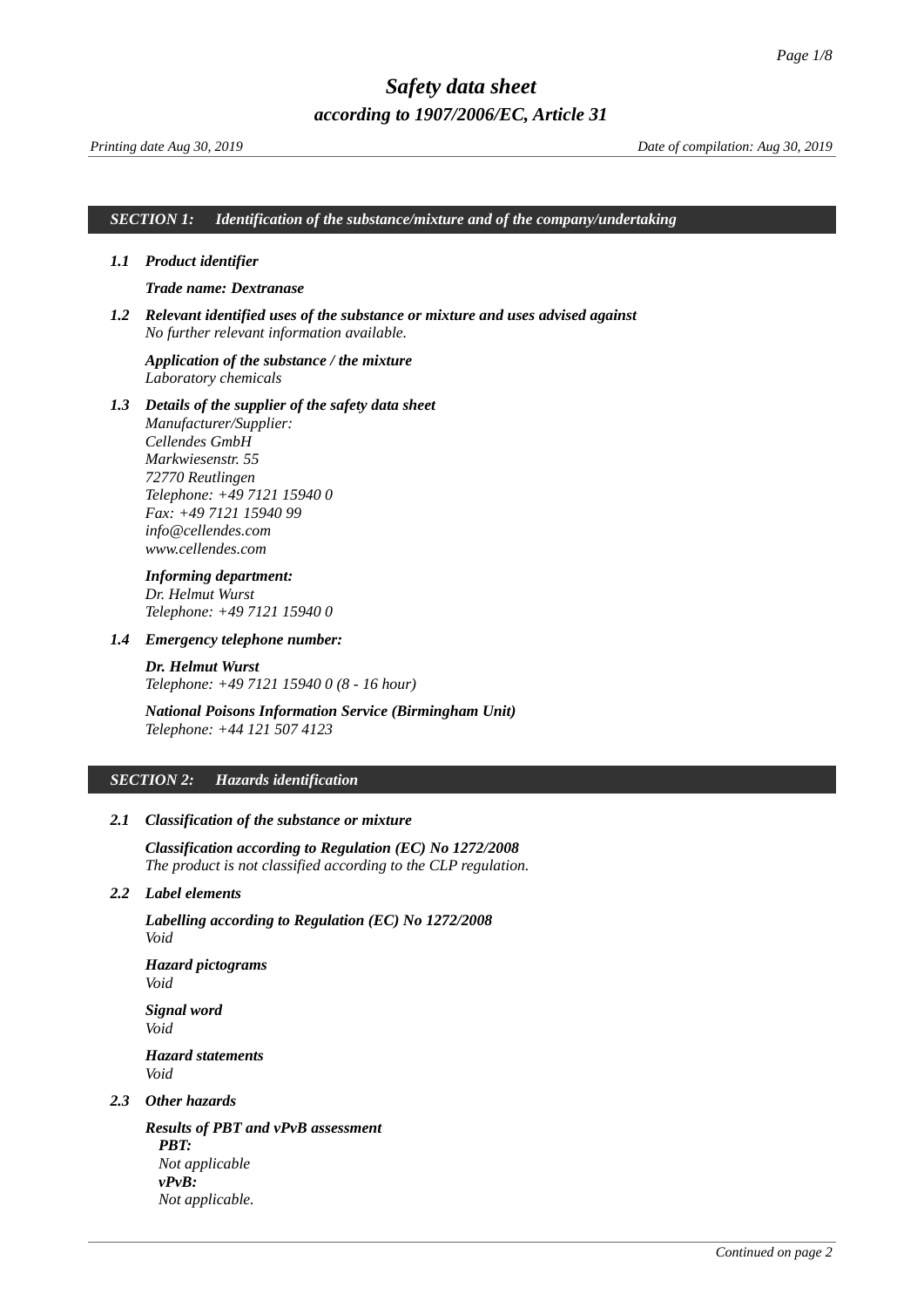# Safety data sheet

## according to 1907/2006/EC, Article 31

*Printing date Aug 30, 2019* *Date of compilation: Aug 30, 2019*

## SECTION 1: Identification of the substance/mixture and of the company/undertaking

**1.1 Product identifier**

**Trade name: Dextranase**

**1.2 Relevant identified uses of the substance or mixture and uses advised against**
No further relevant information available.

**Application of the substance / the mixture**
Laboratory chemicals

**1.3 Details of the supplier of the safety data sheet**
Manufacturer/Supplier:
Cellendes GmbH
Markwiesenstr. 55
72770 Reutlingen
Telephone: +49 7121 15940 0
Fax: +49 7121 15940 99
info@cellendes.com
www.cellendes.com

**Informing department:**
Dr. Helmut Wurst
Telephone: +49 7121 15940 0

**1.4 Emergency telephone number:**

**Dr. Helmut Wurst**
Telephone: +49 7121 15940 0 (8 - 16 hour)

**National Poisons Information Service (Birmingham Unit)**
Telephone: +44 121 507 4123

## SECTION 2: Hazards identification

**2.1 Classification of the substance or mixture**

**Classification according to Regulation (EC) No 1272/2008**
The product is not classified according to the CLP regulation.

**2.2 Label elements**

**Labelling according to Regulation (EC) No 1272/2008**
Void

**Hazard pictograms**
Void

**Signal word**
Void

**Hazard statements**
Void

**2.3 Other hazards**

**Results of PBT and vPvB assessment**
**PBT:**
Not applicable
**vPvB:**
Not applicable.

*Continued on page 2*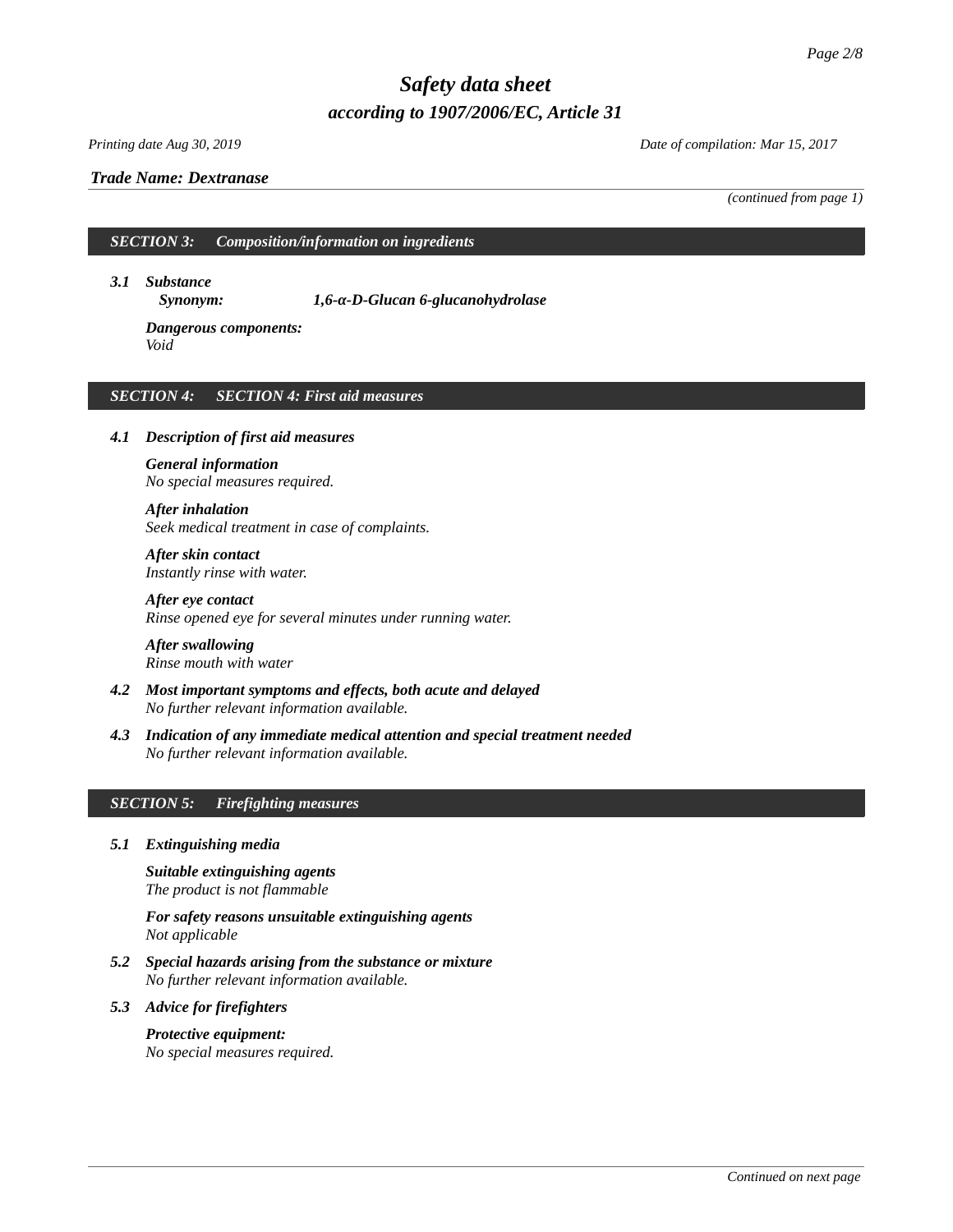*Trade Name: Dextranase*

*(continued from page 1)*

## SECTION 3: Composition/information on ingredients

**3.1 Substance**

*Synonym:* **1,6-α-D-Glucan 6-glucanohydrolase**

**Dangerous components:**
*Void*

## SECTION 4: SECTION 4: First aid measures

**4.1 Description of first aid measures**

**General information**
*No special measures required.*

**After inhalation**
*Seek medical treatment in case of complaints.*

**After skin contact**
*Instantly rinse with water.*

**After eye contact**
*Rinse opened eye for several minutes under running water.*

**After swallowing**
*Rinse mouth with water*

**4.2 Most important symptoms and effects, both acute and delayed**
*No further relevant information available.*

**4.3 Indication of any immediate medical attention and special treatment needed**
*No further relevant information available.*

## SECTION 5: Firefighting measures

**5.1 Extinguishing media**

**Suitable extinguishing agents**
*The product is not flammable*

**For safety reasons unsuitable extinguishing agents**
*Not applicable*

**5.2 Special hazards arising from the substance or mixture**
*No further relevant information available.*

**5.3 Advice for firefighters**

**Protective equipment:**
*No special measures required.*

*Continued on next page*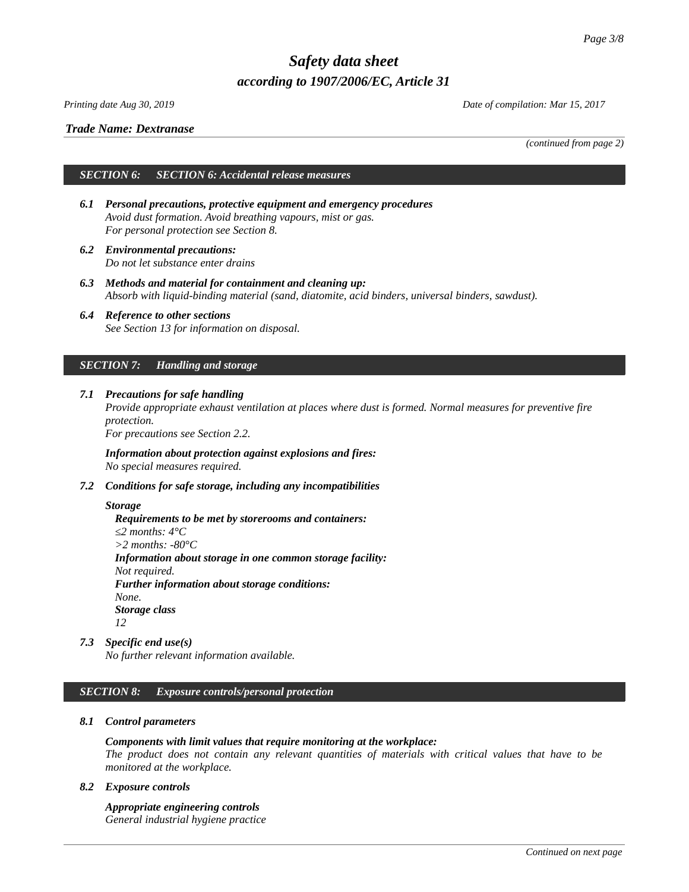*(continued from page 2)*

## *SECTION 6: SECTION 6: Accidental release measures*

**6.1 *Personal precautions, protective equipment and emergency procedures***
*Avoid dust formation. Avoid breathing vapours, mist or gas.*
*For personal protection see Section 8.*

**6.2 *Environmental precautions:***
*Do not let substance enter drains*

**6.3 *Methods and material for containment and cleaning up:***
*Absorb with liquid-binding material (sand, diatomite, acid binders, universal binders, sawdust).*

**6.4 *Reference to other sections***
*See Section 13 for information on disposal.*

## *SECTION 7: Handling and storage*

**7.1 *Precautions for safe handling***
*Provide appropriate exhaust ventilation at places where dust is formed. Normal measures for preventive fire protection.*
*For precautions see Section 2.2.*

***Information about protection against explosions and fires:***
*No special measures required.*

**7.2 *Conditions for safe storage, including any incompatibilities***

***Storage***

***Requirements to be met by storerooms and containers:***
*≤2 months: 4°C*
*>2 months: -80°C*
***Information about storage in one common storage facility:***
*Not required.*
***Further information about storage conditions:***
*None.*
***Storage class***
*12*

**7.3 *Specific end use(s)***
*No further relevant information available.*

## *SECTION 8: Exposure controls/personal protection*

**8.1 *Control parameters***

***Components with limit values that require monitoring at the workplace:***
*The product does not contain any relevant quantities of materials with critical values that have to be monitored at the workplace.*

**8.2 *Exposure controls***

***Appropriate engineering controls***
*General industrial hygiene practice*

*Continued on next page*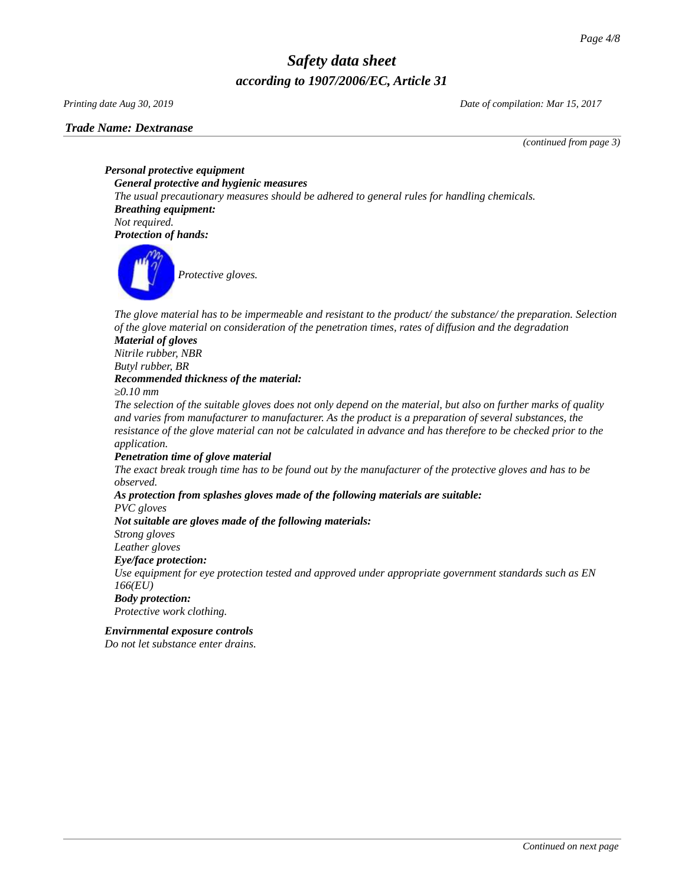*Trade Name: Dextranase*

*(continued from page 3)*

***Personal protective equipment***

***General protective and hygienic measures***

*The usual precautionary measures should be adhered to general rules for handling chemicals.*

***Breathing equipment:***

*Not required.*

***Protection of hands:***

*Protective gloves.*

*The glove material has to be impermeable and resistant to the product/ the substance/ the preparation. Selection of the glove material on consideration of the penetration times, rates of diffusion and the degradation*

***Material of gloves***

*Nitrile rubber, NBR*

*Butyl rubber, BR*

***Recommended thickness of the material:***

*≥0.10 mm*

*The selection of the suitable gloves does not only depend on the material, but also on further marks of quality and varies from manufacturer to manufacturer. As the product is a preparation of several substances, the resistance of the glove material can not be calculated in advance and has therefore to be checked prior to the application.*

***Penetration time of glove material***

*The exact break trough time has to be found out by the manufacturer of the protective gloves and has to be observed.*

***As protection from splashes gloves made of the following materials are suitable:***

*PVC gloves*

***Not suitable are gloves made of the following materials:***

*Strong gloves*

*Leather gloves*

***Eye/face protection:***

*Use equipment for eye protection tested and approved under appropriate government standards such as EN 166(EU)*

***Body protection:***

*Protective work clothing.*

***Envirnmental exposure controls***

*Do not let substance enter drains.*

*Continued on next page*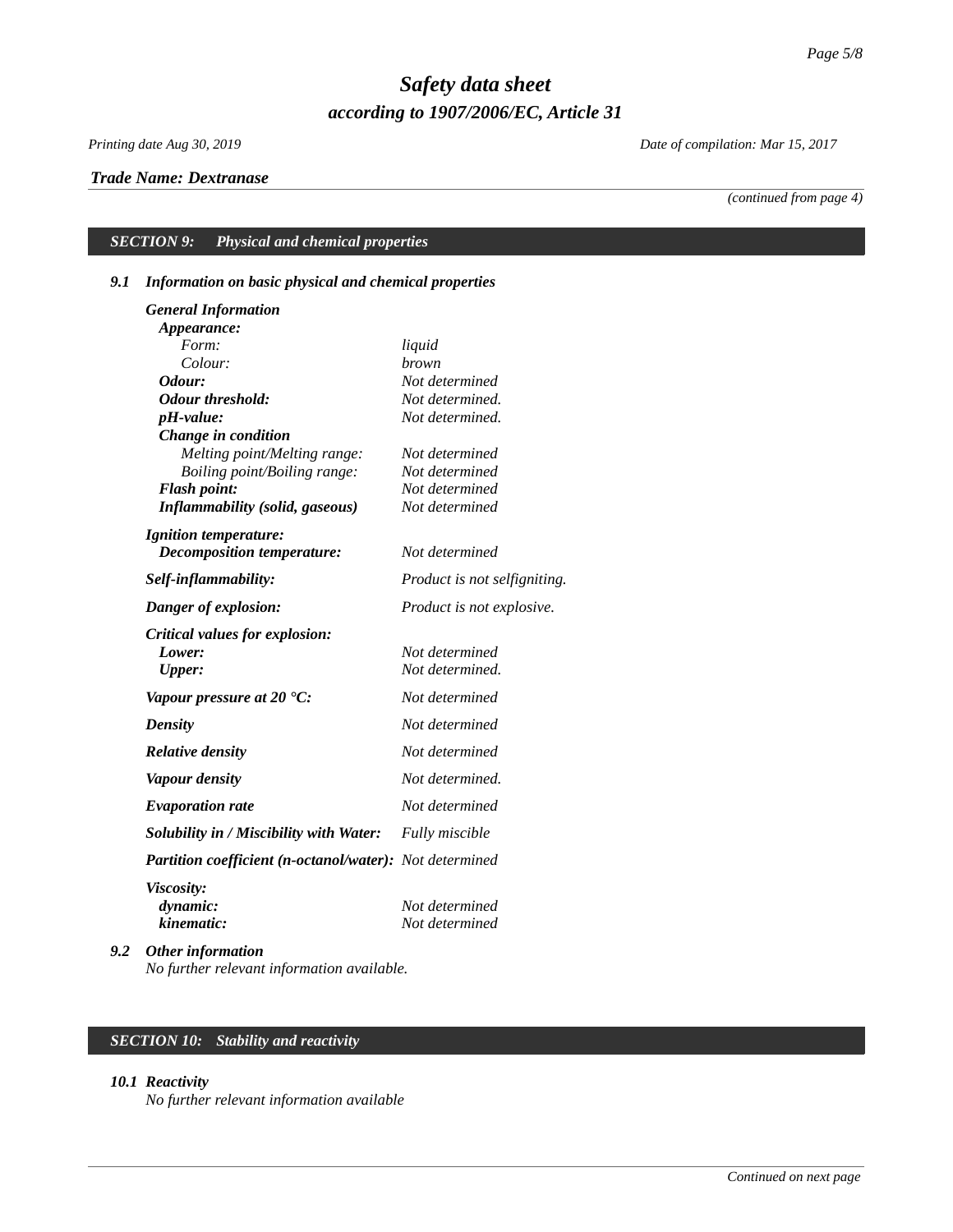*Safety data sheet*

*according to 1907/2006/EC, Article 31*

*Printing date Aug 30, 2019* *Date of compilation: Mar 15, 2017*

***Trade Name: Dextranase***

*(continued from page 4)*

## *SECTION 9: Physical and chemical properties*

### *9.1 Information on basic physical and chemical properties*

| | |
|---|---|
| ***General Information*** | |
| ***Appearance:*** | |
| *Form:* | *liquid* |
| *Colour:* | *brown* |
| ***Odour:*** | *Not determined* |
| ***Odour threshold:*** | *Not determined.* |
| ***pH-value:*** | *Not determined.* |
| ***Change in condition*** | |
| *Melting point/Melting range:* | *Not determined* |
| *Boiling point/Boiling range:* | *Not determined* |
| ***Flash point:*** | *Not determined* |
| ***Inflammability (solid, gaseous)*** | *Not determined* |
| ***Ignition temperature:*** | |
| ***Decomposition temperature:*** | *Not determined* |
| ***Self-inflammability:*** | *Product is not selfigniting.* |
| ***Danger of explosion:*** | *Product is not explosive.* |
| ***Critical values for explosion:*** | |
| ***Lower:*** | *Not determined* |
| ***Upper:*** | *Not determined.* |
| ***Vapour pressure at 20 °C:*** | *Not determined* |
| ***Density*** | *Not determined* |
| ***Relative density*** | *Not determined* |
| ***Vapour density*** | *Not determined.* |
| ***Evaporation rate*** | *Not determined* |
| ***Solubility in / Miscibility with Water:*** | *Fully miscible* |
| ***Partition coefficient (n-octanol/water):*** | *Not determined* |
| ***Viscosity:*** | |
| ***dynamic:*** | *Not determined* |
| ***kinematic:*** | *Not determined* |

### *9.2 Other information*

*No further relevant information available.*

## *SECTION 10: Stability and reactivity*

### *10.1 Reactivity*

*No further relevant information available*

*Continued on next page*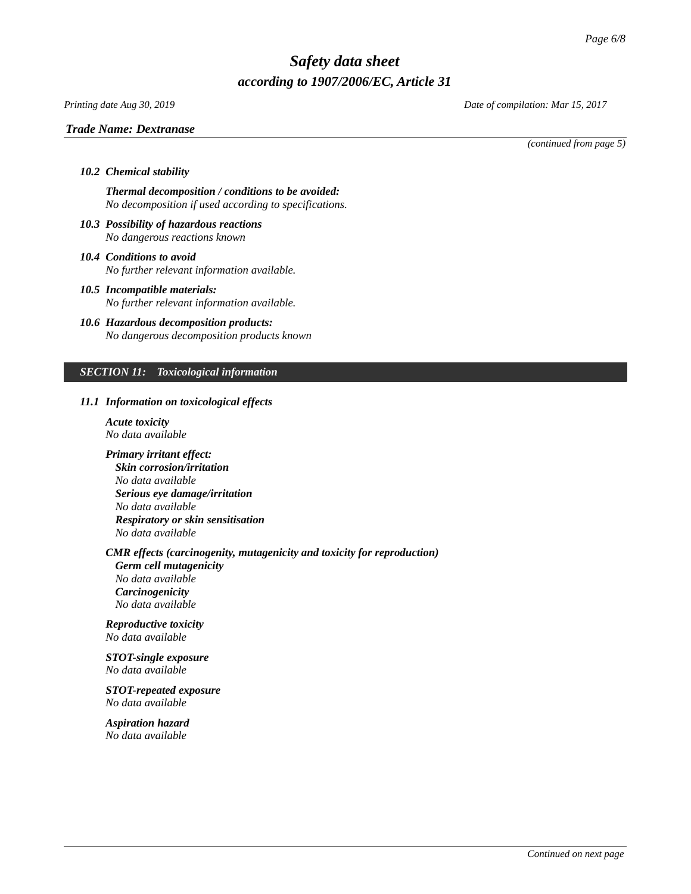*(continued from page 5)*

### *10.2 Chemical stability*

***Thermal decomposition / conditions to be avoided:***
*No decomposition if used according to specifications.*

### *10.3 Possibility of hazardous reactions*
*No dangerous reactions known*

### *10.4 Conditions to avoid*
*No further relevant information available.*

### *10.5 Incompatible materials:*
*No further relevant information available.*

### *10.6 Hazardous decomposition products:*
*No dangerous decomposition products known*

## *SECTION 11: Toxicological information*

### *11.1 Information on toxicological effects*

***Acute toxicity***
*No data available*

***Primary irritant effect:***

***Skin corrosion/irritation***
*No data available*

***Serious eye damage/irritation***
*No data available*

***Respiratory or skin sensitisation***
*No data available*

***CMR effects (carcinogenity, mutagenicity and toxicity for reproduction)***

***Germ cell mutagenicity***
*No data available*

***Carcinogenicity***
*No data available*

***Reproductive toxicity***
*No data available*

***STOT-single exposure***
*No data available*

***STOT-repeated exposure***
*No data available*

***Aspiration hazard***
*No data available*

*Continued on next page*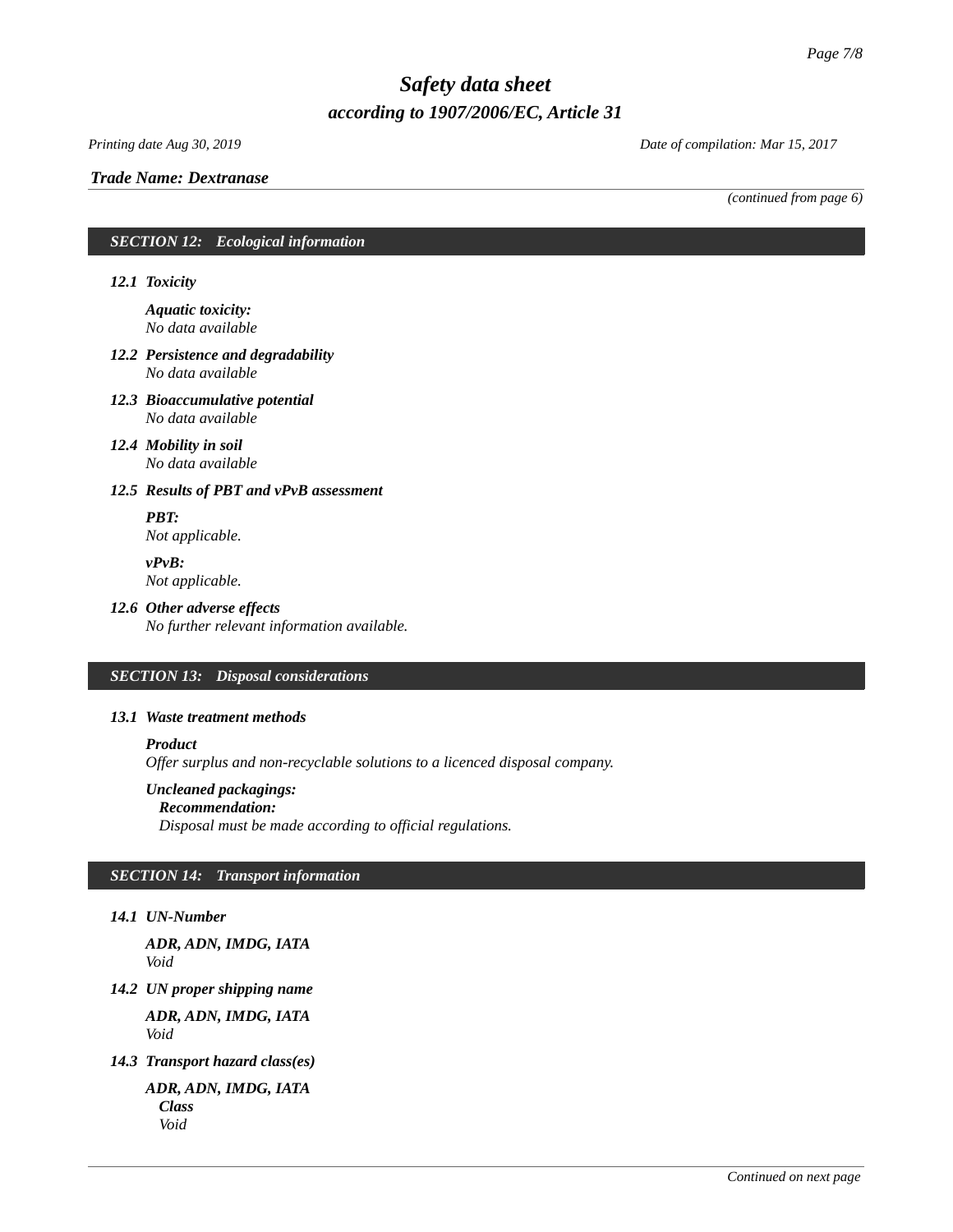*Trade Name: Dextranase*

*(continued from page 6)*

## *SECTION 12: Ecological information*

### *12.1 Toxicity*

***Aquatic toxicity:***
*No data available*

### *12.2 Persistence and degradability*

*No data available*

### *12.3 Bioaccumulative potential*

*No data available*

### *12.4 Mobility in soil*

*No data available*

### *12.5 Results of PBT and vPvB assessment*

***PBT:***
*Not applicable.*

***vPvB:***
*Not applicable.*

### *12.6 Other adverse effects*

*No further relevant information available.*

## *SECTION 13: Disposal considerations*

### *13.1 Waste treatment methods*

***Product***
*Offer surplus and non-recyclable solutions to a licenced disposal company.*

***Uncleaned packagings:***
***Recommendation:***
*Disposal must be made according to official regulations.*

## *SECTION 14: Transport information*

### *14.1 UN-Number*

***ADR, ADN, IMDG, IATA***
*Void*

### *14.2 UN proper shipping name*

***ADR, ADN, IMDG, IATA***
*Void*

### *14.3 Transport hazard class(es)*

***ADR, ADN, IMDG, IATA***
***Class***
*Void*

*Continued on next page*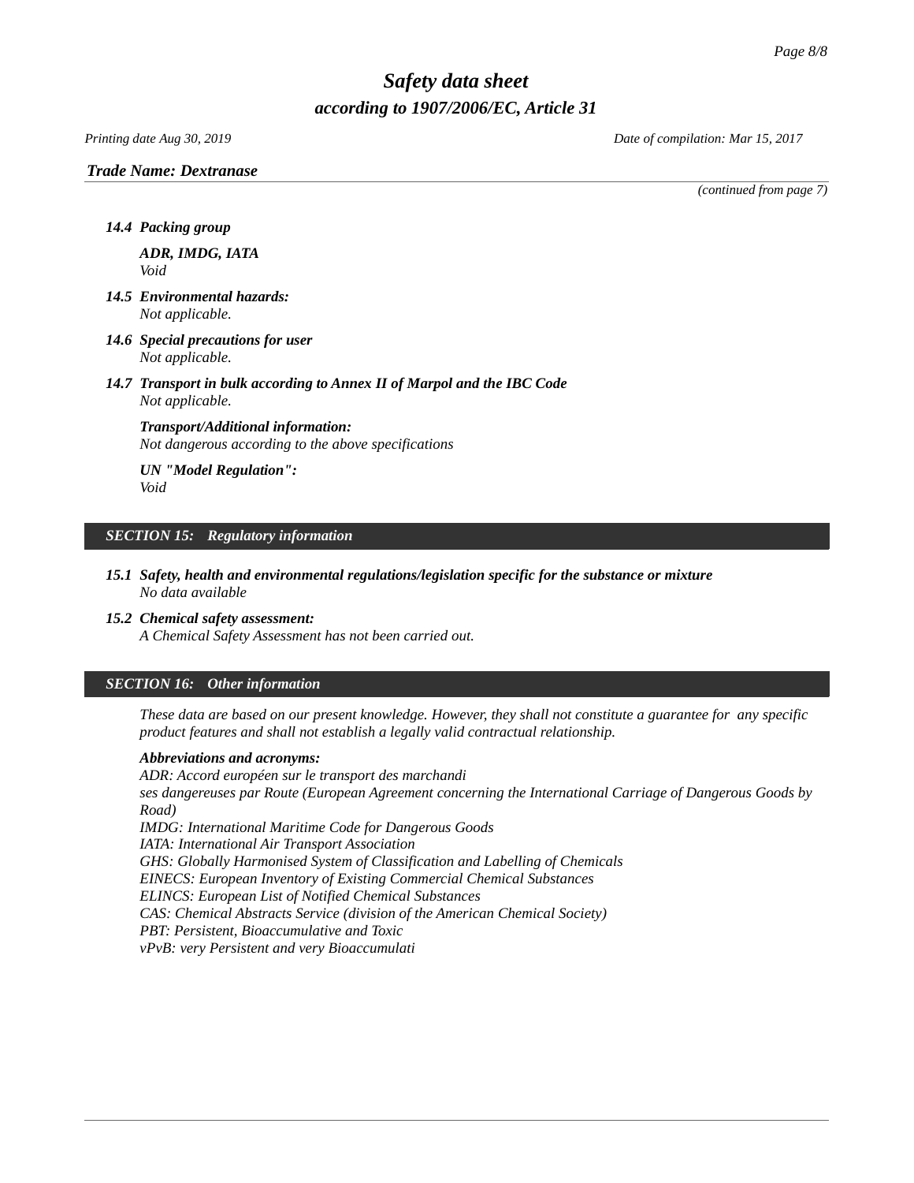*(continued from page 7)*

**14.4 Packing group**

**ADR, IMDG, IATA**
*Void*

**14.5 Environmental hazards:**
*Not applicable.*

**14.6 Special precautions for user**
*Not applicable.*

**14.7 Transport in bulk according to Annex II of Marpol and the IBC Code**
*Not applicable.*

**Transport/Additional information:**
*Not dangerous according to the above specifications*

**UN "Model Regulation":**
*Void*

## SECTION 15: Regulatory information

**15.1 Safety, health and environmental regulations/legislation specific for the substance or mixture**
*No data available*

**15.2 Chemical safety assessment:**
*A Chemical Safety Assessment has not been carried out.*

## SECTION 16: Other information

*These data are based on our present knowledge. However, they shall not constitute a guarantee for any specific product features and shall not establish a legally valid contractual relationship.*

**Abbreviations and acronyms:**
*ADR: Accord européen sur le transport des marchandi*
*ses dangereuses par Route (European Agreement concerning the International Carriage of Dangerous Goods by Road)*
*IMDG: International Maritime Code for Dangerous Goods*
*IATA: International Air Transport Association*
*GHS: Globally Harmonised System of Classification and Labelling of Chemicals*
*EINECS: European Inventory of Existing Commercial Chemical Substances*
*ELINCS: European List of Notified Chemical Substances*
*CAS: Chemical Abstracts Service (division of the American Chemical Society)*
*PBT: Persistent, Bioaccumulative and Toxic*
*vPvB: very Persistent and very Bioaccumulati*